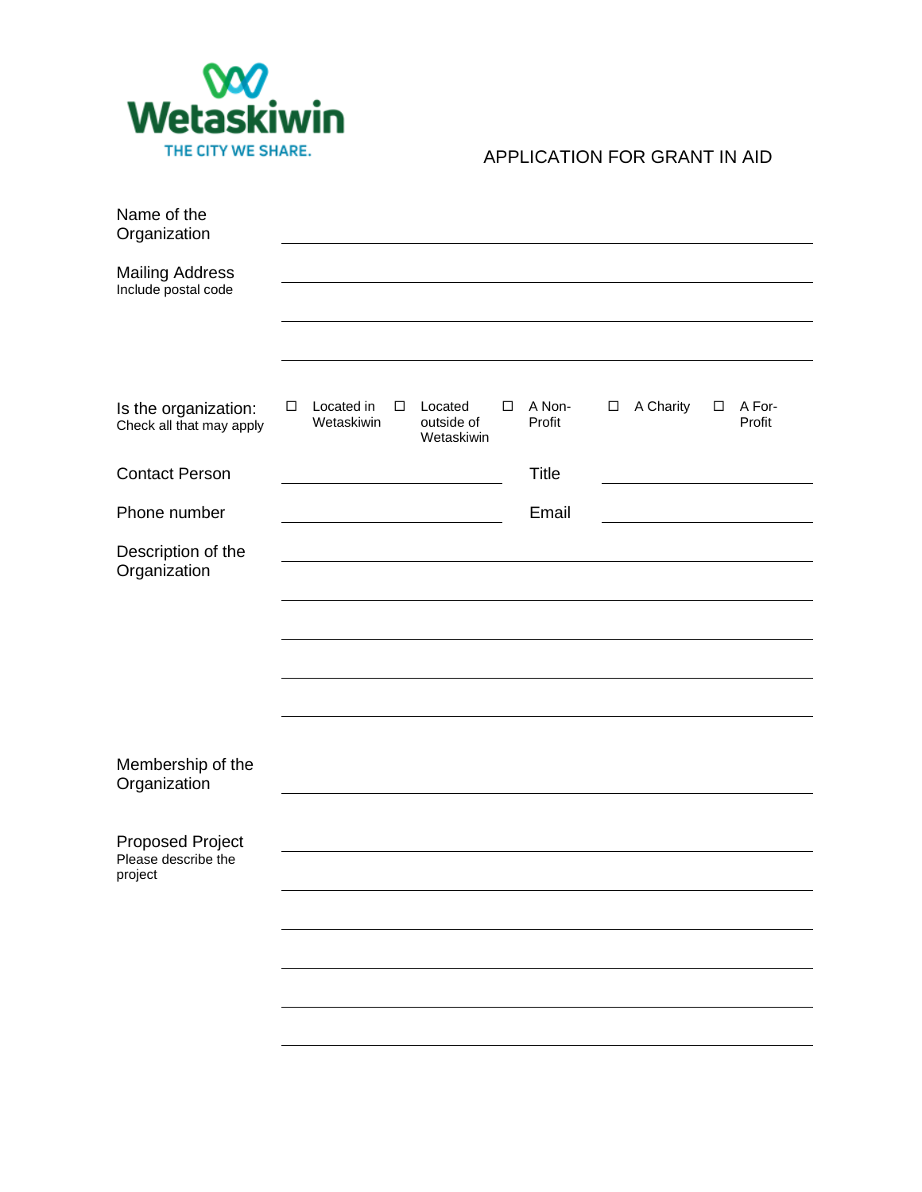Wetaskiwin

THE CITY WE SHARE.

# APPLICATION FOR GRANT IN AID

Name of the Organization ______________________________

Mailing Address
Include postal code
______________________________
______________________________
______________________________

Is the organization:
Check all that may apply

☐ Located in Wetaskiwin ☐ Located outside of Wetaskiwin ☐ A Non-Profit ☐ A Charity ☐ A For-Profit

Contact Person ______________________ Title ______________________

Phone number ______________________ Email ______________________

Description of the Organization
______________________________
______________________________
______________________________
______________________________
______________________________

Membership of the Organization ______________________________

Proposed Project
Please describe the project
______________________________
______________________________
______________________________
______________________________
______________________________
______________________________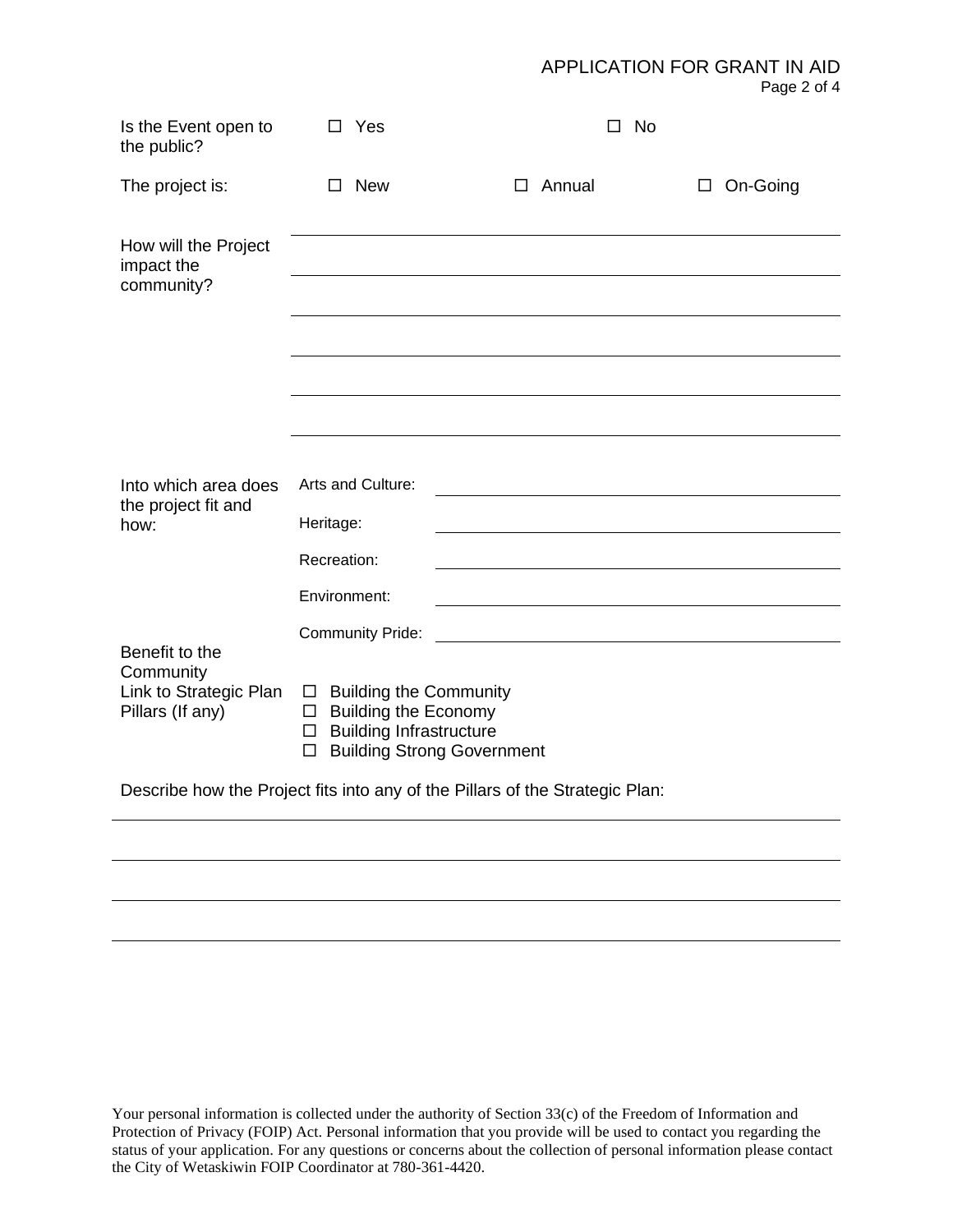Is the Event open to the public? ☐ Yes ☐ No

The project is: ☐ New ☐ Annual ☐ On-Going

How will the Project impact the community?

\_\_\_\_\_\_\_\_\_\_\_\_\_\_\_\_\_\_\_\_\_\_\_\_\_\_\_\_\_\_\_\_\_\_\_\_\_\_\_\_\_\_\_\_\_\_\_\_\_\_

\_\_\_\_\_\_\_\_\_\_\_\_\_\_\_\_\_\_\_\_\_\_\_\_\_\_\_\_\_\_\_\_\_\_\_\_\_\_\_\_\_\_\_\_\_\_\_\_\_\_

\_\_\_\_\_\_\_\_\_\_\_\_\_\_\_\_\_\_\_\_\_\_\_\_\_\_\_\_\_\_\_\_\_\_\_\_\_\_\_\_\_\_\_\_\_\_\_\_\_\_

\_\_\_\_\_\_\_\_\_\_\_\_\_\_\_\_\_\_\_\_\_\_\_\_\_\_\_\_\_\_\_\_\_\_\_\_\_\_\_\_\_\_\_\_\_\_\_\_\_\_

\_\_\_\_\_\_\_\_\_\_\_\_\_\_\_\_\_\_\_\_\_\_\_\_\_\_\_\_\_\_\_\_\_\_\_\_\_\_\_\_\_\_\_\_\_\_\_\_\_\_

\_\_\_\_\_\_\_\_\_\_\_\_\_\_\_\_\_\_\_\_\_\_\_\_\_\_\_\_\_\_\_\_\_\_\_\_\_\_\_\_\_\_\_\_\_\_\_\_\_\_

Into which area does the project fit and how:

Arts and Culture: \_\_\_\_\_\_\_\_\_\_\_\_\_\_\_\_\_\_\_\_\_\_\_\_\_\_\_\_\_\_\_\_\_\_\_\_

Heritage: \_\_\_\_\_\_\_\_\_\_\_\_\_\_\_\_\_\_\_\_\_\_\_\_\_\_\_\_\_\_\_\_\_\_\_\_

Recreation: \_\_\_\_\_\_\_\_\_\_\_\_\_\_\_\_\_\_\_\_\_\_\_\_\_\_\_\_\_\_\_\_\_\_\_\_

Environment: \_\_\_\_\_\_\_\_\_\_\_\_\_\_\_\_\_\_\_\_\_\_\_\_\_\_\_\_\_\_\_\_\_\_\_\_

Community Pride: \_\_\_\_\_\_\_\_\_\_\_\_\_\_\_\_\_\_\_\_\_\_\_\_\_\_\_\_\_\_\_\_\_\_\_\_

Benefit to the Community

Link to Strategic Plan Pillars (If any)

☐ Building the Community
☐ Building the Economy
☐ Building Infrastructure
☐ Building Strong Government

Describe how the Project fits into any of the Pillars of the Strategic Plan:

\_\_\_\_\_\_\_\_\_\_\_\_\_\_\_\_\_\_\_\_\_\_\_\_\_\_\_\_\_\_\_\_\_\_\_\_\_\_\_\_\_\_\_\_\_\_\_\_\_\_

\_\_\_\_\_\_\_\_\_\_\_\_\_\_\_\_\_\_\_\_\_\_\_\_\_\_\_\_\_\_\_\_\_\_\_\_\_\_\_\_\_\_\_\_\_\_\_\_\_\_

\_\_\_\_\_\_\_\_\_\_\_\_\_\_\_\_\_\_\_\_\_\_\_\_\_\_\_\_\_\_\_\_\_\_\_\_\_\_\_\_\_\_\_\_\_\_\_\_\_\_

\_\_\_\_\_\_\_\_\_\_\_\_\_\_\_\_\_\_\_\_\_\_\_\_\_\_\_\_\_\_\_\_\_\_\_\_\_\_\_\_\_\_\_\_\_\_\_\_\_\_

Your personal information is collected under the authority of Section 33(c) of the Freedom of Information and Protection of Privacy (FOIP) Act. Personal information that you provide will be used to contact you regarding the status of your application. For any questions or concerns about the collection of personal information please contact the City of Wetaskiwin FOIP Coordinator at 780-361-4420.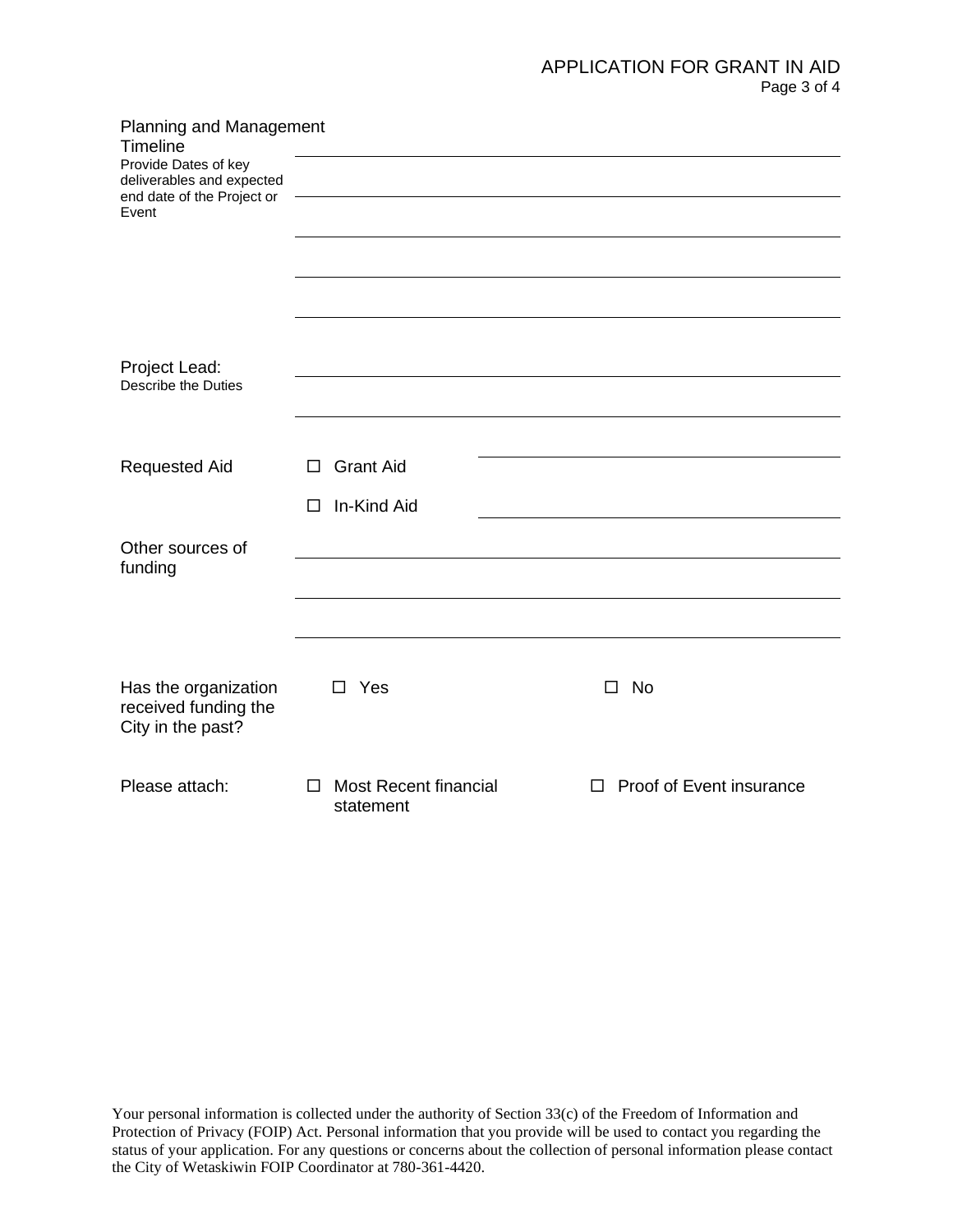**Planning and Management Timeline**
Provide Dates of key deliverables and expected end date of the Project or Event

______________________________________________

______________________________________________

______________________________________________

______________________________________________

______________________________________________

**Project Lead:**
Describe the Duties

______________________________________________

______________________________________________

**Requested Aid**

☐ Grant Aid ______________________________

☐ In-Kind Aid ______________________________

**Other sources of funding**

______________________________________________

______________________________________________

______________________________________________

**Has the organization received funding the City in the past?**

☐ Yes ☐ No

**Please attach:**

☐ Most Recent financial statement ☐ Proof of Event insurance

Your personal information is collected under the authority of Section 33(c) of the Freedom of Information and Protection of Privacy (FOIP) Act. Personal information that you provide will be used to contact you regarding the status of your application. For any questions or concerns about the collection of personal information please contact the City of Wetaskiwin FOIP Coordinator at 780-361-4420.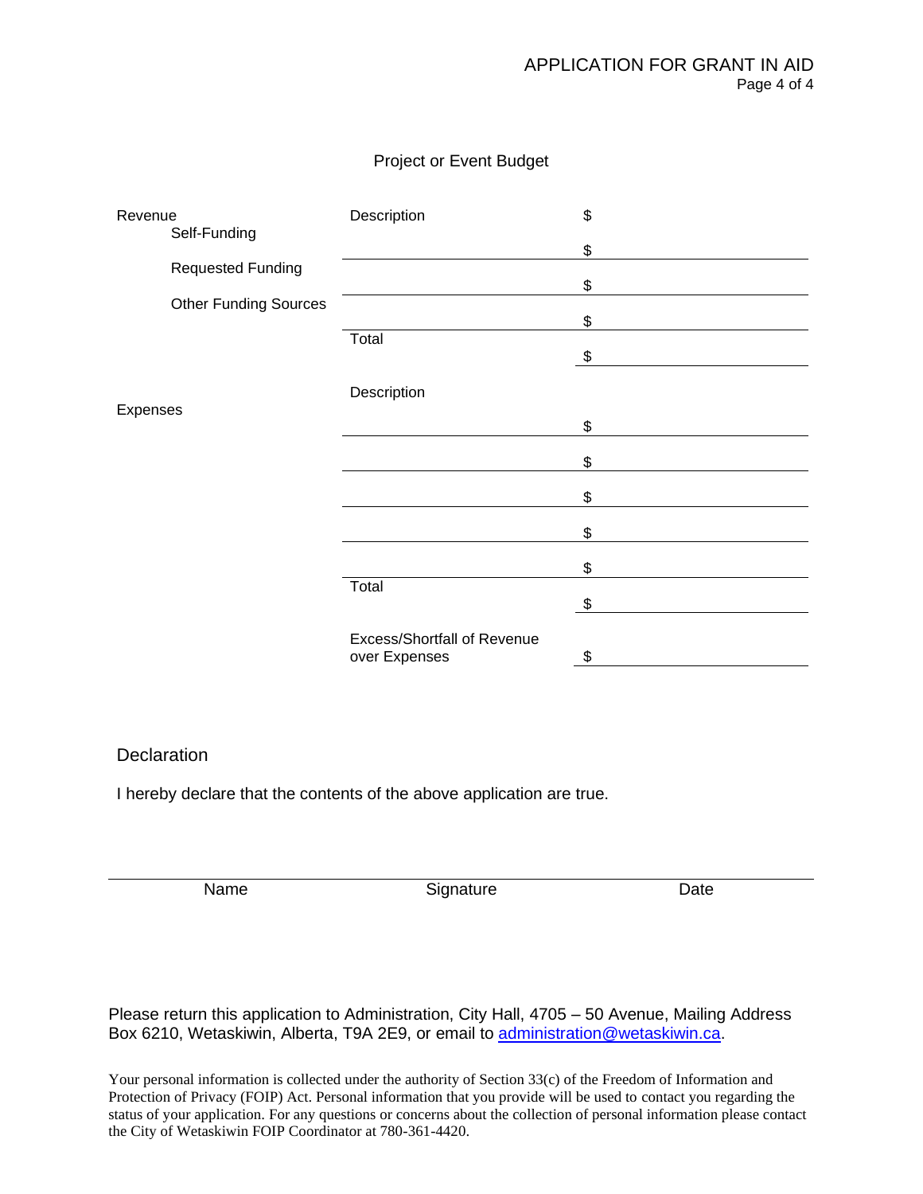## Project or Event Budget

| | | |
|---|---|---|
| Revenue | Description | $ |
| Self-Funding | | $ |
| Requested Funding | | $ |
| Other Funding Sources | | $ |
| | Total | $ |
| | Description | |
| Expenses | | $ |
| | | $ |
| | | $ |
| | | $ |
| | | $ |
| | Total | $ |
| | Excess/Shortfall of Revenue over Expenses | $ |

## Declaration

I hereby declare that the contents of the above application are true.

| Name | Signature | Date |
|---|---|---|
| | | |

Please return this application to Administration, City Hall, 4705 – 50 Avenue, Mailing Address Box 6210, Wetaskiwin, Alberta, T9A 2E9, or email to administration@wetaskiwin.ca.

Your personal information is collected under the authority of Section 33(c) of the Freedom of Information and Protection of Privacy (FOIP) Act. Personal information that you provide will be used to contact you regarding the status of your application. For any questions or concerns about the collection of personal information please contact the City of Wetaskiwin FOIP Coordinator at 780-361-4420.